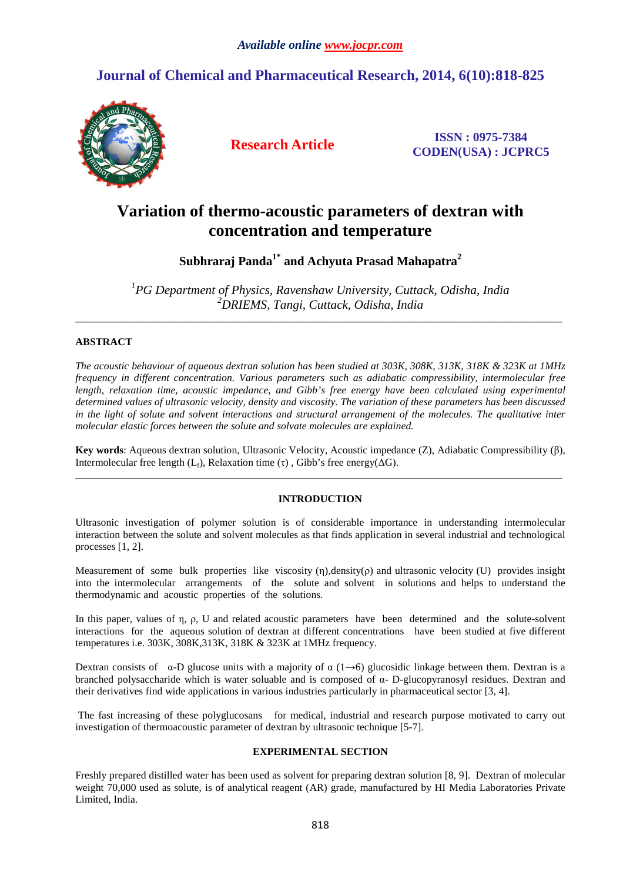# Variation of thermo-acoustic parameters of dextran with concentration and temperature

**Subhraraj Panda[1*] and Achyuta Prasad Mahapatra[2]**

*[1]PG Department of Physics, Ravenshaw University, Cuttack, Odisha, India*
*[2]DRIEMS, Tangi, Cuttack, Odisha, India*

---

## ABSTRACT

*The acoustic behaviour of aqueous dextran solution has been studied at 303K, 308K, 313K, 318K & 323K at 1MHz frequency in different concentration. Various parameters such as adiabatic compressibility, intermolecular free length, relaxation time, acoustic impedance, and Gibb's free energy have been calculated using experimental determined values of ultrasonic velocity, density and viscosity. The variation of these parameters has been discussed in the light of solute and solvent interactions and structural arrangement of the molecules. The qualitative inter molecular elastic forces between the solute and solvate molecules are explained.*

**Key words**: Aqueous dextran solution, Ultrasonic Velocity, Acoustic impedance (Z), Adiabatic Compressibility (β), Intermolecular free length ($L_f$), Relaxation time (τ) , Gibb's free energy(ΔG).

---

## INTRODUCTION

Ultrasonic investigation of polymer solution is of considerable importance in understanding intermolecular interaction between the solute and solvent molecules as that finds application in several industrial and technological processes [1, 2].

Measurement of some bulk properties like viscosity (η),density(ρ) and ultrasonic velocity (U) provides insight into the intermolecular arrangements of the solute and solvent in solutions and helps to understand the thermodynamic and acoustic properties of the solutions.

In this paper, values of η, ρ, U and related acoustic parameters have been determined and the solute-solvent interactions for the aqueous solution of dextran at different concentrations have been studied at five different temperatures i.e. 303K, 308K,313K, 318K & 323K at 1MHz frequency.

Dextran consists of α-D glucose units with a majority of α (1→6) glucosidic linkage between them. Dextran is a branched polysaccharide which is water soluable and is composed of α- D-glucopyranosyl residues. Dextran and their derivatives find wide applications in various industries particularly in pharmaceutical sector [3, 4].

The fast increasing of these polyglucosans for medical, industrial and research purpose motivated to carry out investigation of thermoacoustic parameter of dextran by ultrasonic technique [5-7].

## EXPERIMENTAL SECTION

Freshly prepared distilled water has been used as solvent for preparing dextran solution [8, 9]. Dextran of molecular weight 70,000 used as solute, is of analytical reagent (AR) grade, manufactured by HI Media Laboratories Private Limited, India.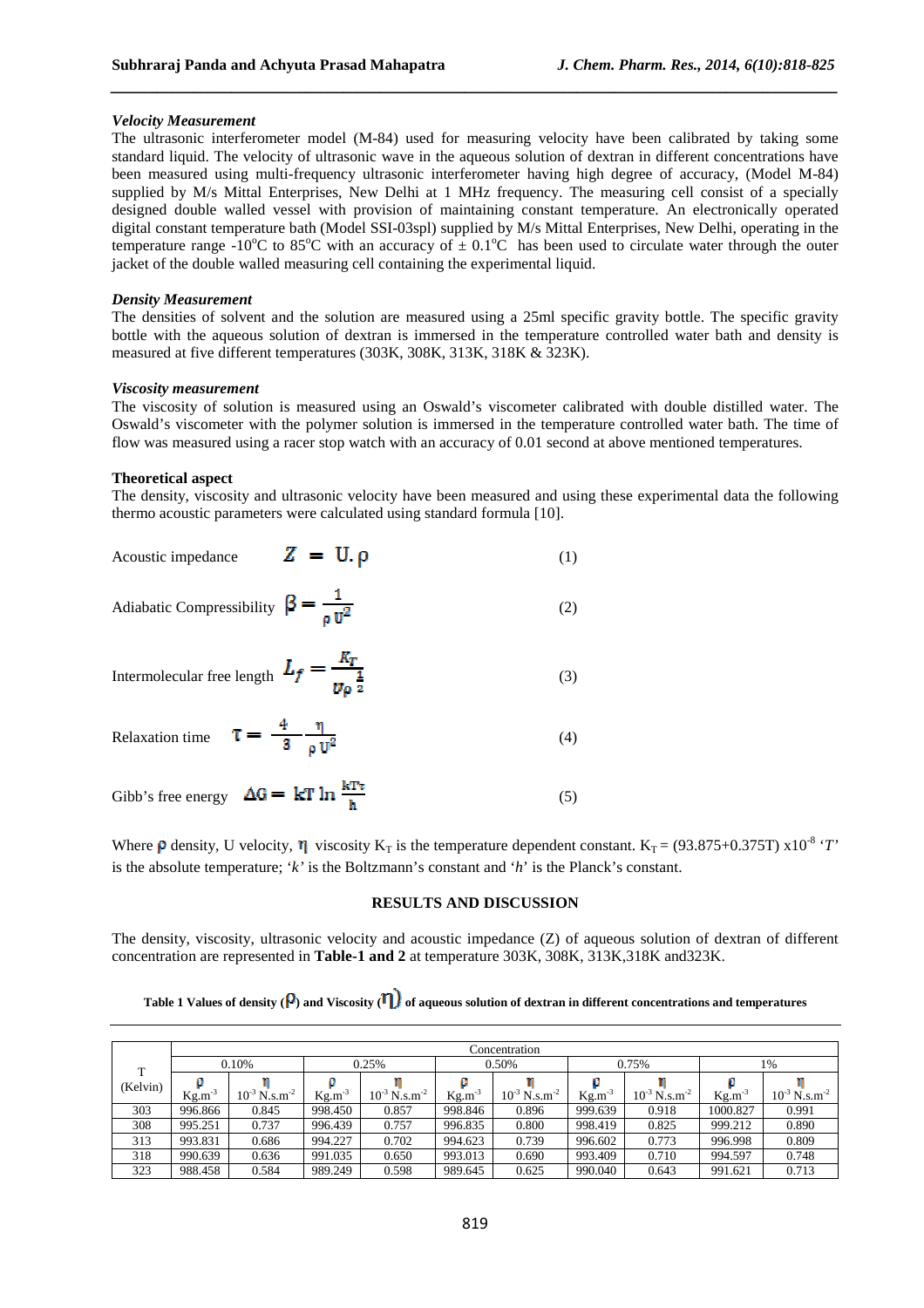### *Velocity Measurement*

The ultrasonic interferometer model (M-84) used for measuring velocity have been calibrated by taking some standard liquid. The velocity of ultrasonic wave in the aqueous solution of dextran in different concentrations have been measured using multi-frequency ultrasonic interferometer having high degree of accuracy, (Model M-84) supplied by M/s Mittal Enterprises, New Delhi at 1 MHz frequency. The measuring cell consist of a specially designed double walled vessel with provision of maintaining constant temperature. An electronically operated digital constant temperature bath (Model SSI-03spl) supplied by M/s Mittal Enterprises, New Delhi, operating in the temperature range -10$^o$C to 85$^o$C with an accuracy of $\pm$ 0.1$^o$C has been used to circulate water through the outer jacket of the double walled measuring cell containing the experimental liquid.

### *Density Measurement*

The densities of solvent and the solution are measured using a 25ml specific gravity bottle. The specific gravity bottle with the aqueous solution of dextran is immersed in the temperature controlled water bath and density is measured at five different temperatures (303K, 308K, 313K, 318K & 323K).

### *Viscosity measurement*

The viscosity of solution is measured using an Oswald's viscometer calibrated with double distilled water. The Oswald's viscometer with the polymer solution is immersed in the temperature controlled water bath. The time of flow was measured using a racer stop watch with an accuracy of 0.01 second at above mentioned temperatures.

### **Theoretical aspect**

The density, viscosity and ultrasonic velocity have been measured and using these experimental data the following thermo acoustic parameters were calculated using standard formula [10].

Acoustic impedance $$Z = U.\rho \quad (1)$$

Adiabatic Compressibility $$\beta = \frac{1}{\rho U^2} \quad (2)$$

Intermolecular free length $$L_f = \frac{K_T}{U\rho^{\frac{1}{2}}} \quad (3)$$

Relaxation time $$\tau = \frac{4}{3}\frac{\eta}{\rho U^2} \quad (4)$$

Gibb's free energy $$\Delta G = kT \ln \frac{kT\tau}{h} \quad (5)$$

Where $\rho$ density, U velocity, $\eta$ viscosity $K_T$ is the temperature dependent constant. $K_T = (93.875+0.375T) \times 10^{-8}$ '*T*' is the absolute temperature; '*k*' is the Boltzmann's constant and '*h*' is the Planck's constant.

## RESULTS AND DISCUSSION

The density, viscosity, ultrasonic velocity and acoustic impedance (Z) of aqueous solution of dextran of different concentration are represented in **Table-1 and 2** at temperature 303K, 308K, 313K,318K and323K.

**Table 1 Values of density ($\rho$) and Viscosity ($\eta$) of aqueous solution of dextran in different concentrations and temperatures**

| T (Kelvin) | Concentration | | | | | | | | | |
|---|---|---|---|---|---|---|---|---|---|---|
| | 0.10% | | 0.25% | | 0.50% | | 0.75% | | 1% | |
| | $\rho$ Kg.m$^{-3}$ | $\eta$ $10^{-3}$ N.s.m$^{-2}$ | $\rho$ Kg.m$^{-3}$ | $\eta$ $10^{-3}$ N.s.m$^{-2}$ | $\rho$ Kg.m$^{-3}$ | $\eta$ $10^{-3}$ N.s.m$^{-2}$ | $\rho$ Kg.m$^{-3}$ | $\eta$ $10^{-3}$ N.s.m$^{-2}$ | $\rho$ Kg.m$^{-3}$ | $\eta$ $10^{-3}$ N.s.m$^{-2}$ |
| 303 | 996.866 | 0.845 | 998.450 | 0.857 | 998.846 | 0.896 | 999.639 | 0.918 | 1000.827 | 0.991 |
| 308 | 995.251 | 0.737 | 996.439 | 0.757 | 996.835 | 0.800 | 998.419 | 0.825 | 999.212 | 0.890 |
| 313 | 993.831 | 0.686 | 994.227 | 0.702 | 994.623 | 0.739 | 996.602 | 0.773 | 996.998 | 0.809 |
| 318 | 990.639 | 0.636 | 991.035 | 0.650 | 993.013 | 0.690 | 993.409 | 0.710 | 994.597 | 0.748 |
| 323 | 988.458 | 0.584 | 989.249 | 0.598 | 989.645 | 0.625 | 990.040 | 0.643 | 991.621 | 0.713 |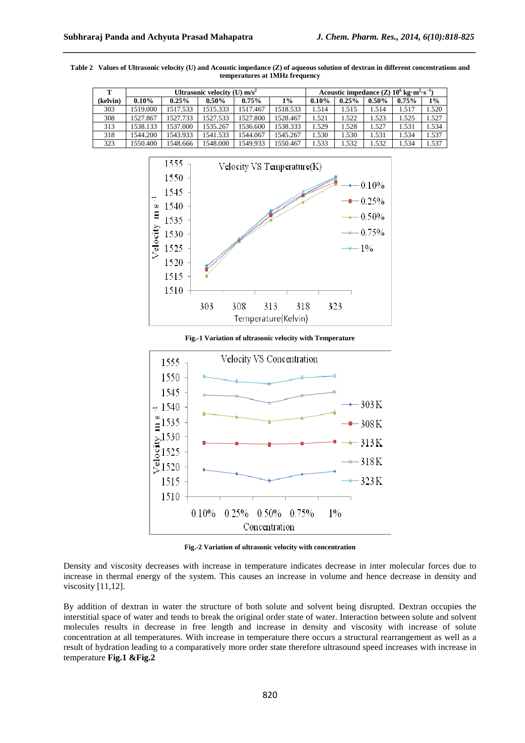**Table 2 Values of Ultrasonic velocity (U) and Acoustic impedance (Z) of aqueous solution of dextran in different concentrations and temperatures at 1MHz frequency**

| T | Ultrasonic velocity (U) m/s$^2$ | | | | | Acoustic impedance (Z) $10^6$ kg·m$^2$·s$^{-1}$) | | | | |
|---|---|---|---|---|---|---|---|---|---|---|
| (kelvin) | 0.10% | 0.25% | 0.50% | 0.75% | 1% | 0.10% | 0.25% | 0.50% | 0.75% | 1% |
| 303 | 1519.000 | 1517.533 | 1515.333 | 1517.467 | 1518.533 | 1.514 | 1.515 | 1.514 | 1.517 | 1.520 |
| 308 | 1527.867 | 1527.733 | 1527.533 | 1527.800 | 1528.467 | 1.521 | 1.522 | 1.523 | 1.525 | 1.527 |
| 313 | 1538.133 | 1537.000 | 1535.267 | 1536.600 | 1538.333 | 1.529 | 1.528 | 1.527 | 1.531 | 1.534 |
| 318 | 1544.200 | 1543.933 | 1541.533 | 1544.067 | 1545.267 | 1.530 | 1.530 | 1.531 | 1.534 | 1.537 |
| 323 | 1550.400 | 1548.666 | 1548.000 | 1549.933 | 1550.467 | 1.533 | 1.532 | 1.532 | 1.534 | 1.537 |

**Fig.-1 Variation of ultrasonic velocity with Temperature**

**Fig.-2 Variation of ultrasonic velocity with concentration**

Density and viscosity decreases with increase in temperature indicates decrease in inter molecular forces due to increase in thermal energy of the system. This causes an increase in volume and hence decrease in density and viscosity [11,12].

By addition of dextran in water the structure of both solute and solvent being disrupted. Dextran occupies the interstitial space of water and tends to break the original order state of water. Interaction between solute and solvent molecules results in decrease in free length and increase in density and viscosity with increase of solute concentration at all temperatures. With increase in temperature there occurs a structural rearrangement as well as a result of hydration leading to a comparatively more order state therefore ultrasound speed increases with increase in temperature **Fig.1 &Fig.2**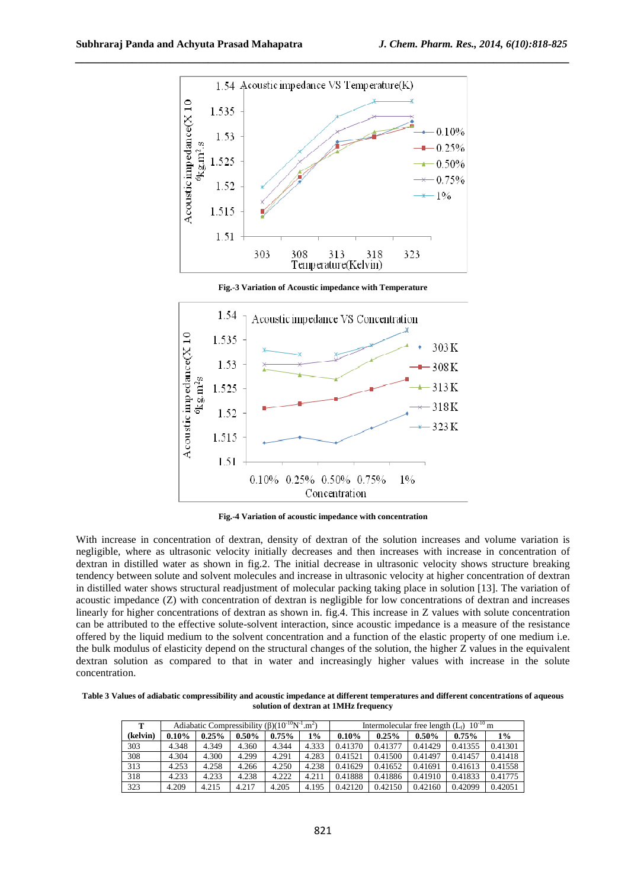Fig.-3 Variation of Acoustic impedance with Temperature

Fig.-4 Variation of acoustic impedance with concentration

With increase in concentration of dextran, density of dextran of the solution increases and volume variation is negligible, where as ultrasonic velocity initially decreases and then increases with increase in concentration of dextran in distilled water as shown in fig.2. The initial decrease in ultrasonic velocity shows structure breaking tendency between solute and solvent molecules and increase in ultrasonic velocity at higher concentration of dextran in distilled water shows structural readjustment of molecular packing taking place in solution [13]. The variation of acoustic impedance (Z) with concentration of dextran is negligible for low concentrations of dextran and increases linearly for higher concentrations of dextran as shown in. fig.4. This increase in Z values with solute concentration can be attributed to the effective solute-solvent interaction, since acoustic impedance is a measure of the resistance offered by the liquid medium to the solvent concentration and a function of the elastic property of one medium i.e. the bulk modulus of elasticity depend on the structural changes of the solution, the higher Z values in the equivalent dextran solution as compared to that in water and increasingly higher values with increase in the solute concentration.

**Table 3 Values of adiabatic compressibility and acoustic impedance at different temperatures and different concentrations of aqueous solution of dextran at 1MHz frequency**

| T | Adiabatic Compressibility (β)($10^{-10}N^{-1}.m^2$) | | | | | Intermolecular free length ($L_f$) $10^{-10}$ m | | | | |
|---|---|---|---|---|---|---|---|---|---|---|
| **(kelvin)** | **0.10%** | **0.25%** | **0.50%** | **0.75%** | **1%** | **0.10%** | **0.25%** | **0.50%** | **0.75%** | **1%** |
| 303 | 4.348 | 4.349 | 4.360 | 4.344 | 4.333 | 0.41370 | 0.41377 | 0.41429 | 0.41355 | 0.41301 |
| 308 | 4.304 | 4.300 | 4.299 | 4.291 | 4.283 | 0.41521 | 0.41500 | 0.41497 | 0.41457 | 0.41418 |
| 313 | 4.253 | 4.258 | 4.266 | 4.250 | 4.238 | 0.41629 | 0.41652 | 0.41691 | 0.41613 | 0.41558 |
| 318 | 4.233 | 4.233 | 4.238 | 4.222 | 4.211 | 0.41888 | 0.41886 | 0.41910 | 0.41833 | 0.41775 |
| 323 | 4.209 | 4.215 | 4.217 | 4.205 | 4.195 | 0.42120 | 0.42150 | 0.42160 | 0.42099 | 0.42051 |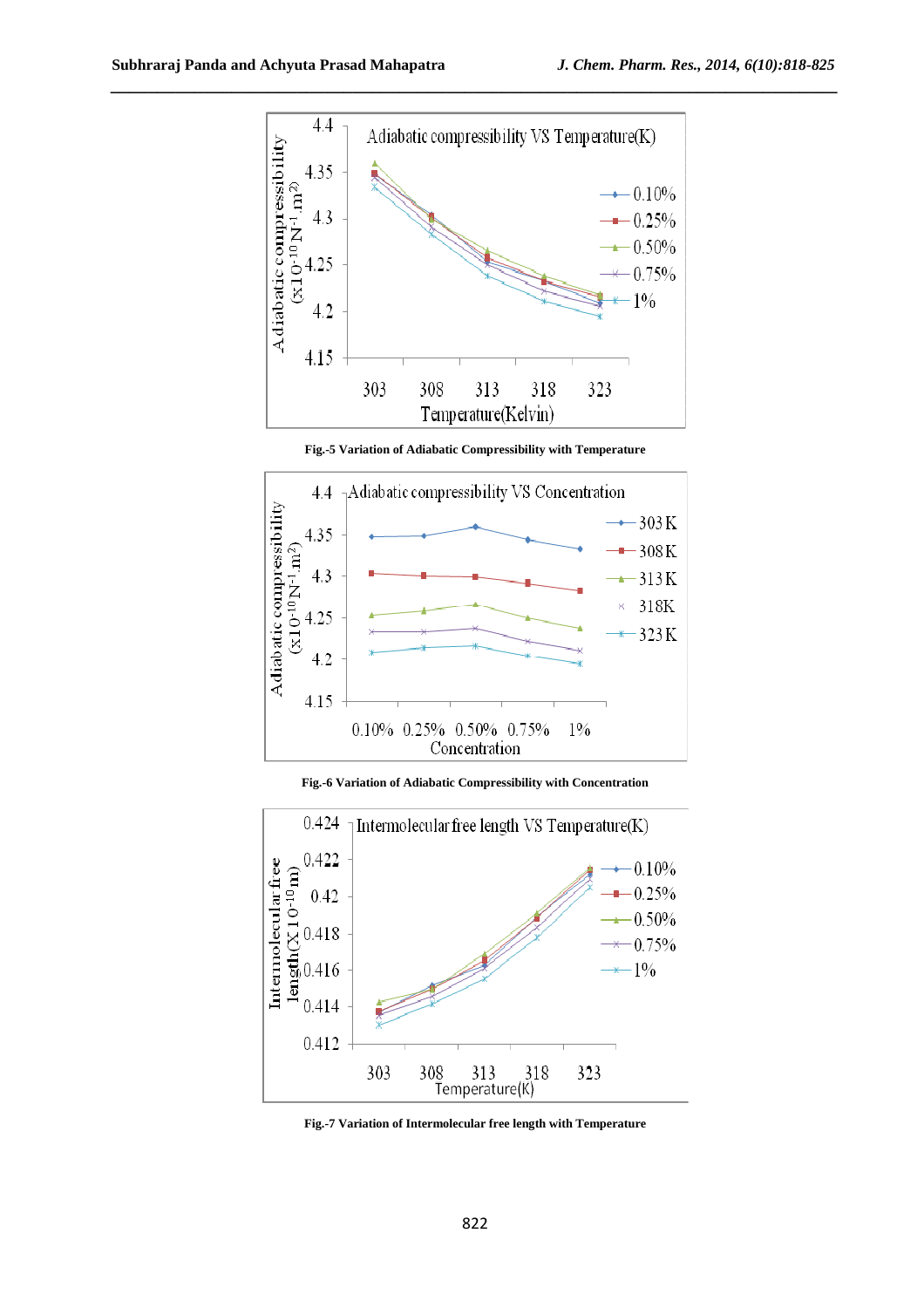Fig.-5 Variation of Adiabatic Compressibility with Temperature

Fig.-6 Variation of Adiabatic Compressibility with Concentration

Fig.-7 Variation of Intermolecular free length with Temperature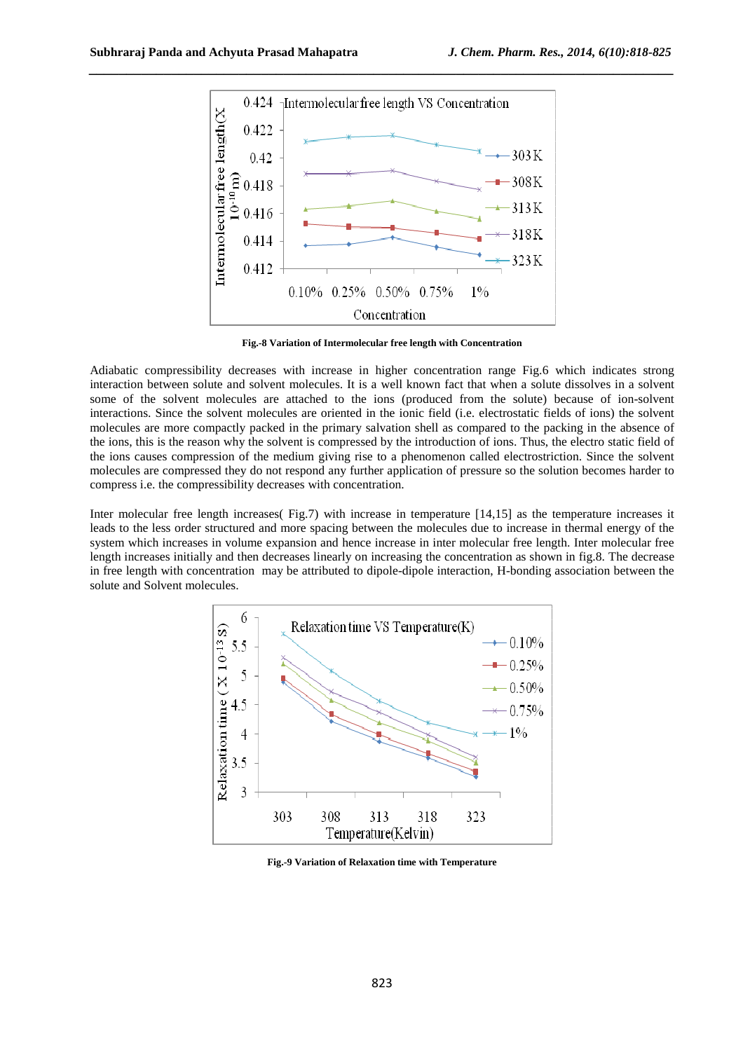Fig.-8 Variation of Intermolecular free length with Concentration

Adiabatic compressibility decreases with increase in higher concentration range Fig.6 which indicates strong interaction between solute and solvent molecules. It is a well known fact that when a solute dissolves in a solvent some of the solvent molecules are attached to the ions (produced from the solute) because of ion-solvent interactions. Since the solvent molecules are oriented in the ionic field (i.e. electrostatic fields of ions) the solvent molecules are more compactly packed in the primary salvation shell as compared to the packing in the absence of the ions, this is the reason why the solvent is compressed by the introduction of ions. Thus, the electro static field of the ions causes compression of the medium giving rise to a phenomenon called electrostriction. Since the solvent molecules are compressed they do not respond any further application of pressure so the solution becomes harder to compress i.e. the compressibility decreases with concentration.

Inter molecular free length increases( Fig.7) with increase in temperature [14,15] as the temperature increases it leads to the less order structured and more spacing between the molecules due to increase in thermal energy of the system which increases in volume expansion and hence increase in inter molecular free length. Inter molecular free length increases initially and then decreases linearly on increasing the concentration as shown in fig.8. The decrease in free length with concentration may be attributed to dipole-dipole interaction, H-bonding association between the solute and Solvent molecules.

Fig.-9 Variation of Relaxation time with Temperature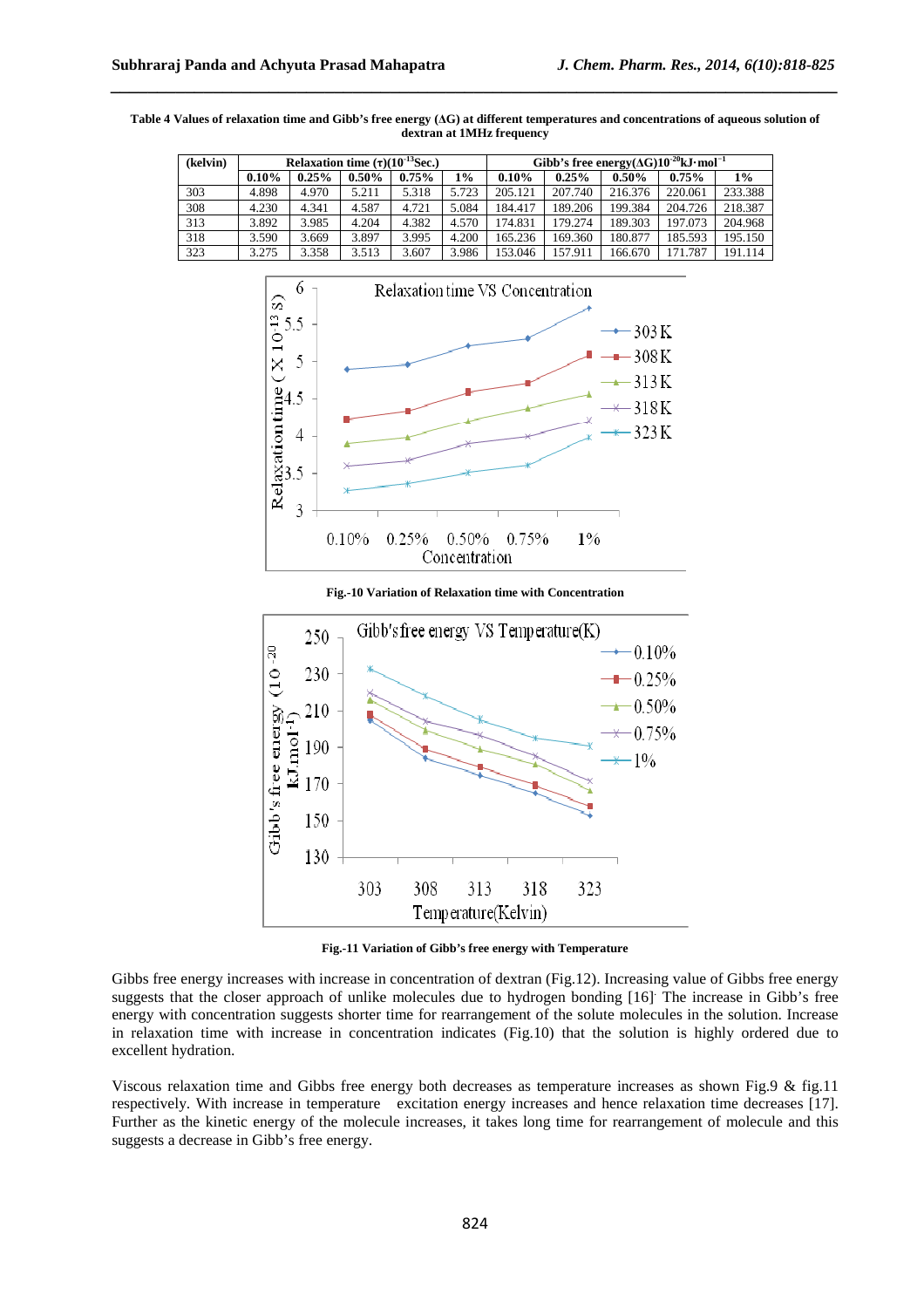**Table 4 Values of relaxation time and Gibb's free energy (ΔG) at different temperatures and concentrations of aqueous solution of dextran at 1MHz frequency**

| (kelvin) | Relaxation time (τ)($10^{-13}$Sec.) | | | | | Gibb's free energy(ΔG)$10^{-20}$kJ·mol$^{-1}$ | | | | |
|---|---|---|---|---|---|---|---|---|---|---|
| | 0.10% | 0.25% | 0.50% | 0.75% | 1% | 0.10% | 0.25% | 0.50% | 0.75% | 1% |
| 303 | 4.898 | 4.970 | 5.211 | 5.318 | 5.723 | 205.121 | 207.740 | 216.376 | 220.061 | 233.388 |
| 308 | 4.230 | 4.341 | 4.587 | 4.721 | 5.084 | 184.417 | 189.206 | 199.384 | 204.726 | 218.387 |
| 313 | 3.892 | 3.985 | 4.204 | 4.382 | 4.570 | 174.831 | 179.274 | 189.303 | 197.073 | 204.968 |
| 318 | 3.590 | 3.669 | 3.897 | 3.995 | 4.200 | 165.236 | 169.360 | 180.877 | 185.593 | 195.150 |
| 323 | 3.275 | 3.358 | 3.513 | 3.607 | 3.986 | 153.046 | 157.911 | 166.670 | 171.787 | 191.114 |

**Fig.-10 Variation of Relaxation time with Concentration**

**Fig.-11 Variation of Gibb's free energy with Temperature**

Gibbs free energy increases with increase in concentration of dextran (Fig.12). Increasing value of Gibbs free energy suggests that the closer approach of unlike molecules due to hydrogen bonding [16]. The increase in Gibb's free energy with concentration suggests shorter time for rearrangement of the solute molecules in the solution. Increase in relaxation time with increase in concentration indicates (Fig.10) that the solution is highly ordered due to excellent hydration.

Viscous relaxation time and Gibbs free energy both decreases as temperature increases as shown Fig.9 & fig.11 respectively. With increase in temperature excitation energy increases and hence relaxation time decreases [17]. Further as the kinetic energy of the molecule increases, it takes long time for rearrangement of molecule and this suggests a decrease in Gibb's free energy.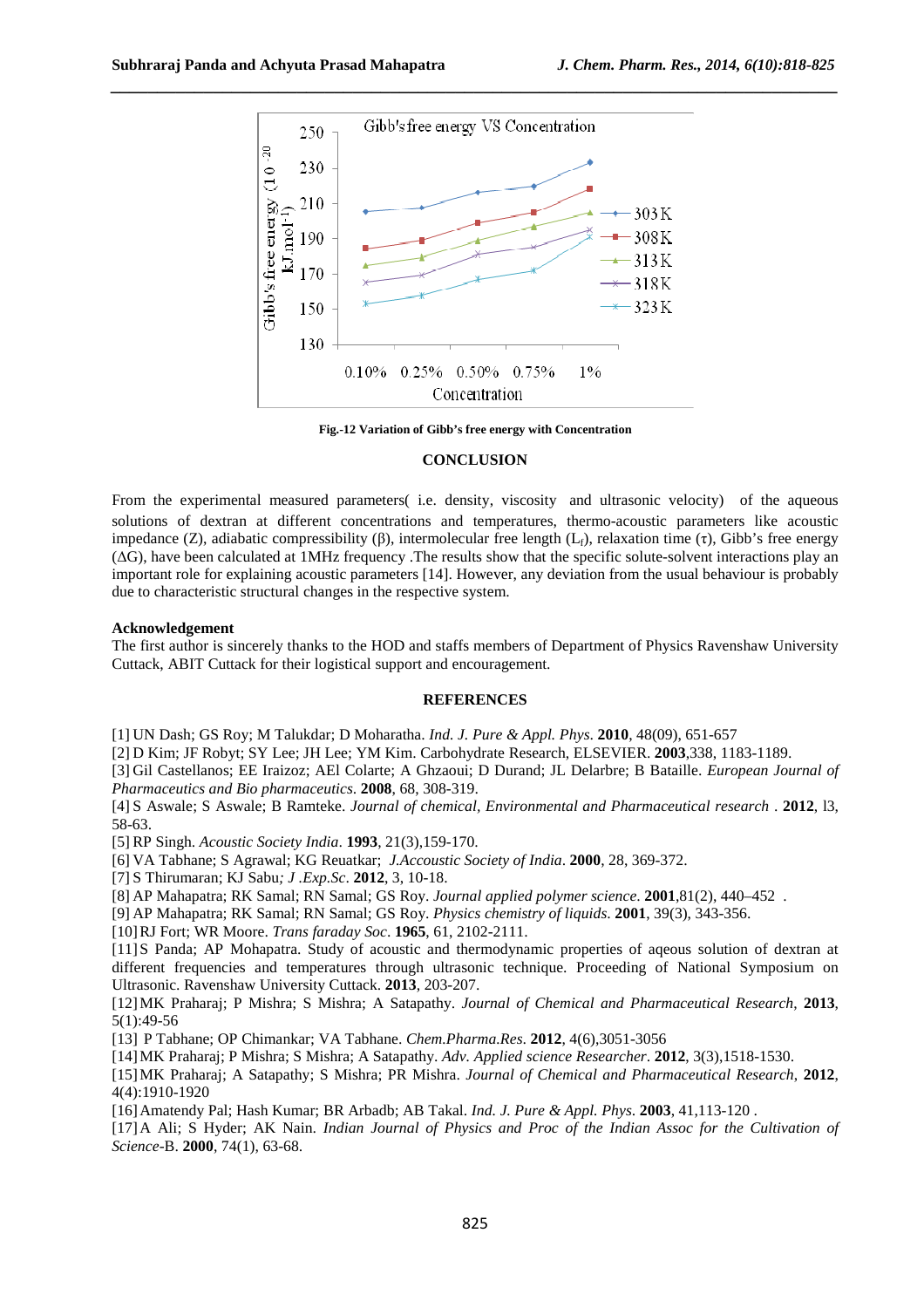Gibb's free energy VS Concentration

Gibb's free energy ($10^{-20}$ kJ.mol$^{-1}$)

250
230
210
190
170
150
130

0.10% 0.25% 0.50% 0.75% 1%

Concentration

303 K
308 K
313 K
318 K
323 K

**Fig.-12 Variation of Gibb's free energy with Concentration**

## CONCLUSION

From the experimental measured parameters( i.e. density, viscosity and ultrasonic velocity) of the aqueous solutions of dextran at different concentrations and temperatures, thermo-acoustic parameters like acoustic impedance (Z), adiabatic compressibility (β), intermolecular free length ($L_f$), relaxation time (τ), Gibb's free energy (ΔG), have been calculated at 1MHz frequency .The results show that the specific solute-solvent interactions play an important role for explaining acoustic parameters [14]. However, any deviation from the usual behaviour is probably due to characteristic structural changes in the respective system.

### Acknowledgement

The first author is sincerely thanks to the HOD and staffs members of Department of Physics Ravenshaw University Cuttack, ABIT Cuttack for their logistical support and encouragement.

## REFERENCES

[1] UN Dash; GS Roy; M Talukdar; D Moharatha. *Ind. J. Pure & Appl. Phys*. **2010**, 48(09), 651-657

[2] D Kim; JF Robyt; SY Lee; JH Lee; YM Kim. Carbohydrate Research, ELSEVIER. **2003**,338, 1183-1189.

[3] Gil Castellanos; EE Iraizoz; AEl Colarte; A Ghzaoui; D Durand; JL Delarbre; B Bataille. *European Journal of Pharmaceutics and Bio pharmaceutics*. **2008**, 68, 308-319.

[4] S Aswale; S Aswale; B Ramteke. *Journal of chemical, Environmental and Pharmaceutical research* . **2012**, l3, 58-63.

[5] RP Singh. *Acoustic Society India*. **1993**, 21(3),159-170.

[6] VA Tabhane; S Agrawal; KG Reuatkar; *J.Accoustic Society of India*. **2000**, 28, 369-372.

[7] S Thirumaran; KJ Sabu*; J .Exp.Sc*. **2012**, 3, 10-18.

[8] AP Mahapatra; RK Samal; RN Samal; GS Roy. *Journal applied polymer science*. **2001**,81(2), 440–452 .

[9] AP Mahapatra; RK Samal; RN Samal; GS Roy. *Physics chemistry of liquids*. **2001**, 39(3), 343-356.

[10] RJ Fort; WR Moore. *Trans faraday Soc*. **1965**, 61, 2102-2111.

[11] S Panda; AP Mohapatra. Study of acoustic and thermodynamic properties of aqeous solution of dextran at different frequencies and temperatures through ultrasonic technique. Proceeding of National Symposium on Ultrasonic. Ravenshaw University Cuttack. **2013**, 203-207.

[12] MK Praharaj; P Mishra; S Mishra; A Satapathy. *Journal of Chemical and Pharmaceutical Research*, **2013**, 5(1):49-56

[13] P Tabhane; OP Chimankar; VA Tabhane. *Chem.Pharma.Res*. **2012**, 4(6),3051-3056

[14] MK Praharaj; P Mishra; S Mishra; A Satapathy. *Adv. Applied science Researcher*. **2012**, 3(3),1518-1530.

[15] MK Praharaj; A Satapathy; S Mishra; PR Mishra. *Journal of Chemical and Pharmaceutical Research*, **2012**, 4(4):1910-1920

[16] Amatendy Pal; Hash Kumar; BR Arbadb; AB Takal. *Ind. J. Pure & Appl. Phys*. **2003**, 41,113-120 .

[17] A Ali; S Hyder; AK Nain. *Indian Journal of Physics and Proc of the Indian Assoc for the Cultivation of Science*-B. **2000**, 74(1), 63-68.